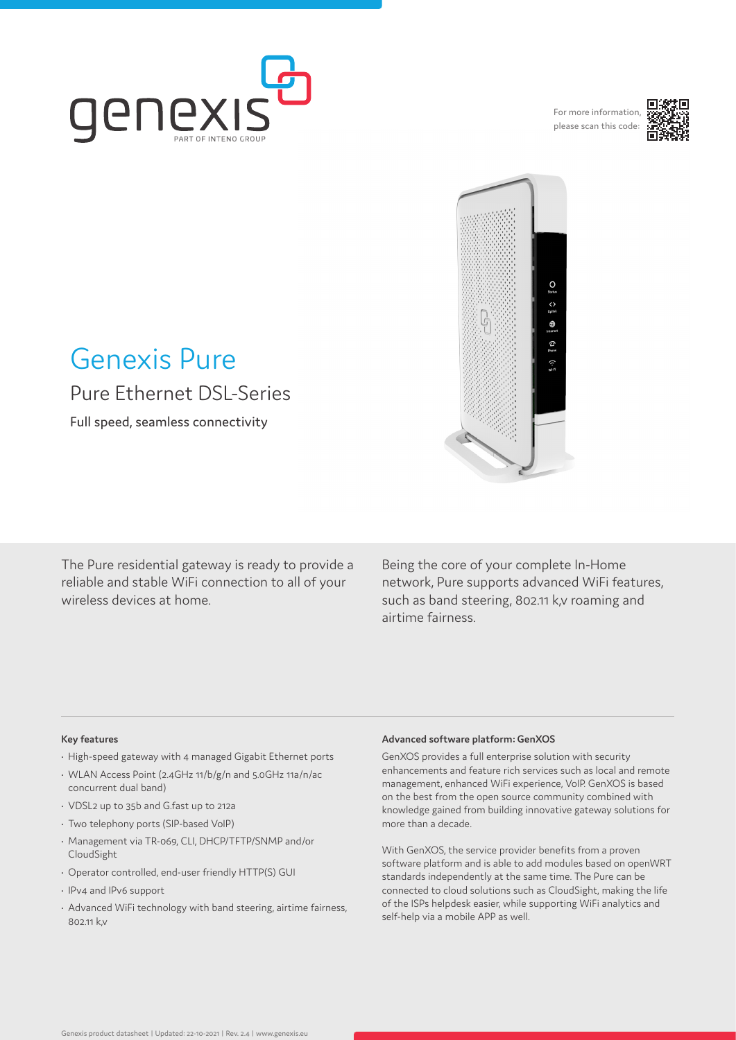For more information, please scan this code:

# Genexis Pure

## Pure Ethernet DSL-Series

Full speed, seamless connectivity

The Pure residential gateway is ready to provide a reliable and stable WiFi connection to all of your wireless devices at home.

Being the core of your complete In-Home network, Pure supports advanced WiFi features, such as band steering, 802.11 k,v roaming and airtime fairness.

### Key features

- High-speed gateway with 4 managed Gigabit Ethernet ports
- WLAN Access Point (2.4GHz 11/b/g/n and 5.0GHz 11a/n/ac concurrent dual band)
- VDSL2 up to 35b and G.fast up to 212a
- Two telephony ports (SIP-based VoIP)
- Management via TR-069, CLI, DHCP/TFTP/SNMP and/or CloudSight
- Operator controlled, end-user friendly HTTP(S) GUI
- IPv4 and IPv6 support
- Advanced WiFi technology with band steering, airtime fairness, 802.11 k,v

### Advanced software platform: GenXOS

GenXOS provides a full enterprise solution with security enhancements and feature rich services such as local and remote management, enhanced WiFi experience, VoIP. GenXOS is based on the best from the open source community combined with knowledge gained from building innovative gateway solutions for more than a decade.

With GenXOS, the service provider benefits from a proven software platform and is able to add modules based on openWRT standards independently at the same time. The Pure can be connected to cloud solutions such as CloudSight, making the life of the ISPs helpdesk easier, while supporting WiFi analytics and self-help via a mobile APP as well.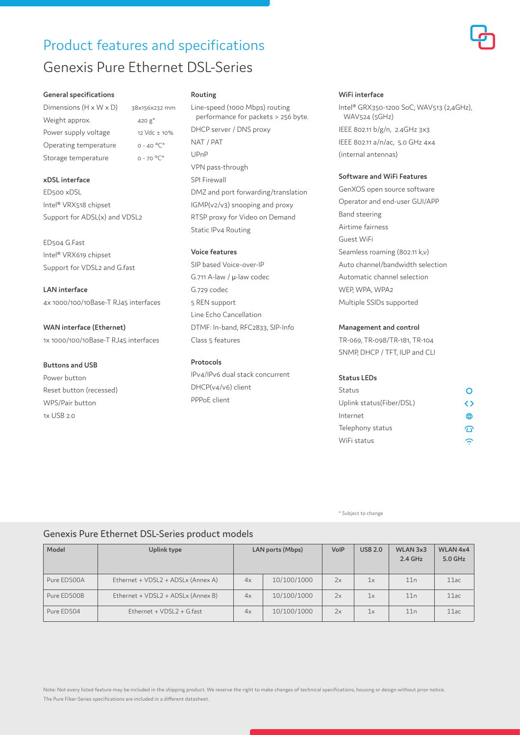# Product features and specifications

## Genexis Pure Ethernet DSL-Series

### General specifications

| | |
|---|---|
| Dimensions (H x W x D) | 38x156x232 mm |
| Weight approx. | 420 g* |
| Power supply voltage | 12 Vdc ± 10% |
| Operating temperature | 0 - 40 °C* |
| Storage temperature | 0 - 70 °C* |

### xDSL interface

ED500 xDSL
Intel® VRX518 chipset
Support for ADSL(x) and VDSL2

ED504 G.Fast
Intel® VRX619 chipset
Support for VDSL2 and G.fast

### LAN interface

4x 1000/100/10Base-T RJ45 interfaces

### WAN interface (Ethernet)

1x 1000/100/10Base-T RJ45 interfaces

### Buttons and USB

Power button
Reset button (recessed)
WPS/Pair button
1x USB 2.0

### Routing

Line-speed (1000 Mbps) routing performance for packets > 256 byte.
DHCP server / DNS proxy
NAT / PAT
UPnP
VPN pass-through
SPI Firewall
DMZ and port forwarding/translation
IGMP(v2/v3) snooping and proxy
RTSP proxy for Video on Demand
Static IPv4 Routing

### Voice features

SIP based Voice-over-IP
G.711 A-law / µ-law codec
G.729 codec
5 REN support
Line Echo Cancellation
DTMF: In-band, RFC2833, SIP-Info
Class 5 features

### Protocols

IPv4/IPv6 dual stack concurrent
DHCP(v4/v6) client
PPPoE client

### WiFi interface

Intel® GRX350-1200 SoC; WAV513 (2,4GHz), WAV524 (5GHz)
IEEE 802.11 b/g/n, 2.4GHz 3x3
IEEE 802.11 a/n/ac, 5.0 GHz 4x4
(internal antennas)

### Software and WiFi Features

GenXOS open source software
Operator and end-user GUI/APP
Band steering
Airtime fairness
Guest WiFi
Seamless roaming (802.11 k,v)
Auto channel/bandwidth selection
Automatic channel selection
WEP, WPA, WPA2
Multiple SSIDs supported

### Management and control

TR-069, TR-098/TR-181, TR-104
SNMP, DHCP / TFT, IUP and CLI

### Status LEDs

Status
Uplink status(Fiber/DSL)
Internet
Telephony status
WiFi status

\* Subject to change

## Genexis Pure Ethernet DSL-Series product models

| Model | Uplink type | LAN ports (Mbps) | | VoIP | USB 2.0 | WLAN 3x3 2.4 GHz | WLAN 4x4 5.0 GHz |
|---|---|---|---|---|---|---|---|
| Pure ED500A | Ethernet + VDSL2 + ADSLx (Annex A) | 4x | 10/100/1000 | 2x | 1x | 11n | 11ac |
| Pure ED500B | Ethernet + VDSL2 + ADSLx (Annex B) | 4x | 10/100/1000 | 2x | 1x | 11n | 11ac |
| Pure ED504 | Ethernet + VDSL2 + G.fast | 4x | 10/100/1000 | 2x | 1x | 11n | 11ac |

Note: Not every listed feature may be included in the shipping product. We reserve the right to make changes of technical specifications, housing or design without prior notice.
The Pure Fiber-Series specifications are included in a different datasheet.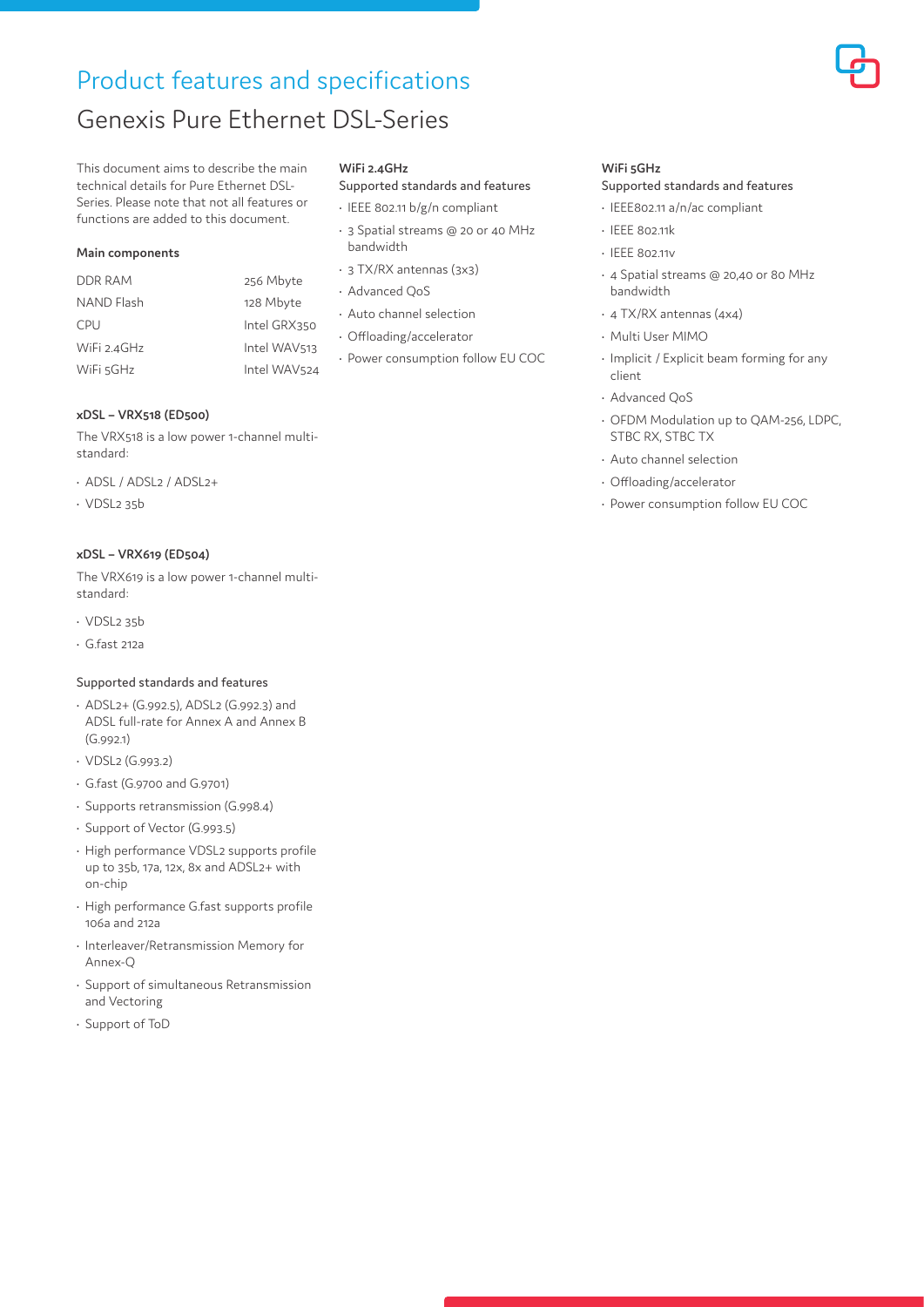# Product features and specifications

## Genexis Pure Ethernet DSL-Series

This document aims to describe the main technical details for Pure Ethernet DSL-Series. Please note that not all features or functions are added to this document.

#### Main components

| | |
|---|---|
| DDR RAM | 256 Mbyte |
| NAND Flash | 128 Mbyte |
| CPU | Intel GRX350 |
| WiFi 2.4GHz | Intel WAV513 |
| WiFi 5GHz | Intel WAV524 |

#### xDSL – VRX518 (ED500)

The VRX518 is a low power 1-channel multi-standard:

- ADSL / ADSL2 / ADSL2+
- VDSL2 35b

#### xDSL – VRX619 (ED504)

The VRX619 is a low power 1-channel multi-standard:

- VDSL2 35b
- G.fast 212a

#### Supported standards and features

- ADSL2+ (G.992.5), ADSL2 (G.992.3) and ADSL full-rate for Annex A and Annex B (G.992.1)
- VDSL2 (G.993.2)
- G.fast (G.9700 and G.9701)
- Supports retransmission (G.998.4)
- Support of Vector (G.993.5)
- High performance VDSL2 supports profile up to 35b, 17a, 12x, 8x and ADSL2+ with on-chip
- High performance G.fast supports profile 106a and 212a
- Interleaver/Retransmission Memory for Annex-Q
- Support of simultaneous Retransmission and Vectoring
- Support of ToD

#### WiFi 2.4GHz

Supported standards and features

- IEEE 802.11 b/g/n compliant
- 3 Spatial streams @ 20 or 40 MHz bandwidth
- 3 TX/RX antennas (3x3)
- Advanced QoS
- Auto channel selection
- Offloading/accelerator
- Power consumption follow EU COC

#### WiFi 5GHz

Supported standards and features

- IEEE802.11 a/n/ac compliant
- IEEE 802.11k
- IEEE 802.11v
- 4 Spatial streams @ 20,40 or 80 MHz bandwidth
- 4 TX/RX antennas (4x4)
- Multi User MIMO
- Implicit / Explicit beam forming for any client
- Advanced QoS
- OFDM Modulation up to QAM-256, LDPC, STBC RX, STBC TX
- Auto channel selection
- Offloading/accelerator
- Power consumption follow EU COC